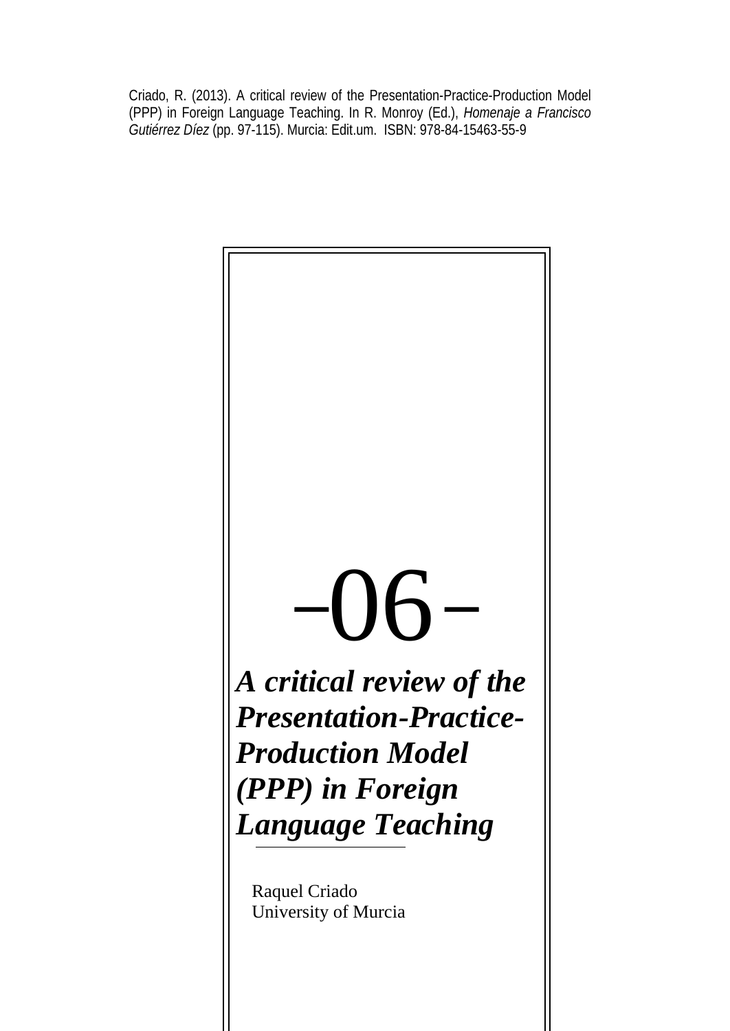Criado, R. (2013). A critical review of the Presentation-Practice-Production Model (PPP) in Foreign Language Teaching. In R. Monroy (Ed.), *Homenaje a Francisco Gutiérrez Díez* (pp. 97-115). Murcia: Edit.um. ISBN: 978-84-15463-55-9

–06–

# *A critical review of the Presentation-Practice-Production Model (PPP) in Foreign Language Teaching*

Raquel Criado
University of Murcia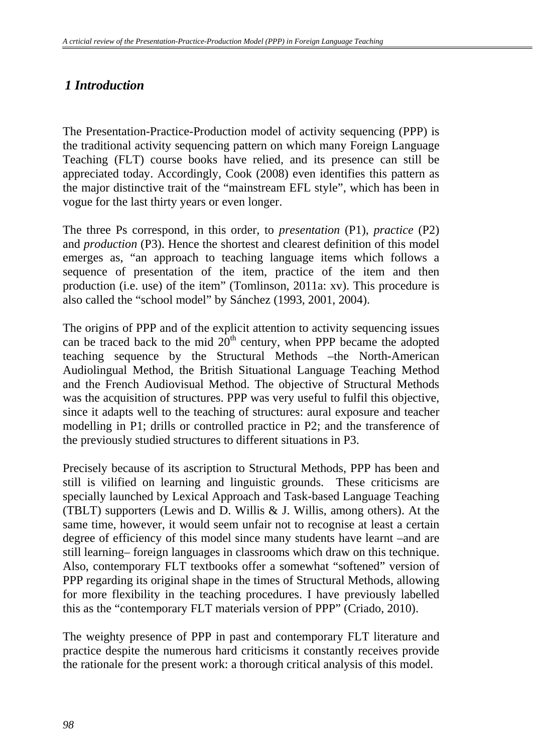## *1 Introduction*

The Presentation-Practice-Production model of activity sequencing (PPP) is the traditional activity sequencing pattern on which many Foreign Language Teaching (FLT) course books have relied, and its presence can still be appreciated today. Accordingly, Cook (2008) even identifies this pattern as the major distinctive trait of the "mainstream EFL style", which has been in vogue for the last thirty years or even longer.

The three Ps correspond, in this order, to *presentation* (P1), *practice* (P2) and *production* (P3). Hence the shortest and clearest definition of this model emerges as, "an approach to teaching language items which follows a sequence of presentation of the item, practice of the item and then production (i.e. use) of the item" (Tomlinson, 2011a: xv). This procedure is also called the "school model" by Sánchez (1993, 2001, 2004).

The origins of PPP and of the explicit attention to activity sequencing issues can be traced back to the mid 20th century, when PPP became the adopted teaching sequence by the Structural Methods –the North-American Audiolingual Method, the British Situational Language Teaching Method and the French Audiovisual Method. The objective of Structural Methods was the acquisition of structures. PPP was very useful to fulfil this objective, since it adapts well to the teaching of structures: aural exposure and teacher modelling in P1; drills or controlled practice in P2; and the transference of the previously studied structures to different situations in P3.

Precisely because of its ascription to Structural Methods, PPP has been and still is vilified on learning and linguistic grounds. These criticisms are specially launched by Lexical Approach and Task-based Language Teaching (TBLT) supporters (Lewis and D. Willis & J. Willis, among others). At the same time, however, it would seem unfair not to recognise at least a certain degree of efficiency of this model since many students have learnt –and are still learning– foreign languages in classrooms which draw on this technique. Also, contemporary FLT textbooks offer a somewhat "softened" version of PPP regarding its original shape in the times of Structural Methods, allowing for more flexibility in the teaching procedures. I have previously labelled this as the "contemporary FLT materials version of PPP" (Criado, 2010).

The weighty presence of PPP in past and contemporary FLT literature and practice despite the numerous hard criticisms it constantly receives provide the rationale for the present work: a thorough critical analysis of this model.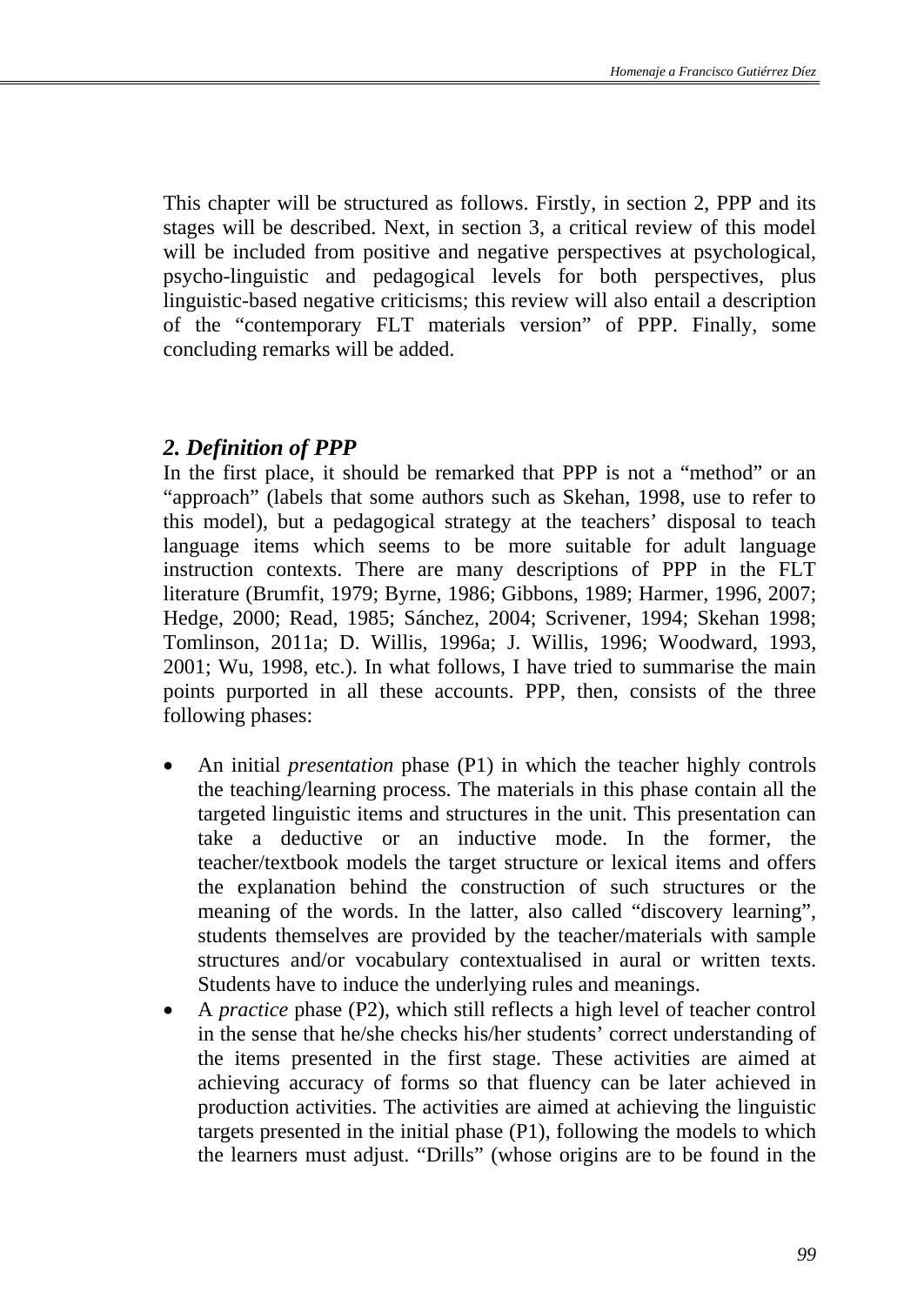This chapter will be structured as follows. Firstly, in section 2, PPP and its stages will be described. Next, in section 3, a critical review of this model will be included from positive and negative perspectives at psychological, psycho-linguistic and pedagogical levels for both perspectives, plus linguistic-based negative criticisms; this review will also entail a description of the "contemporary FLT materials version" of PPP. Finally, some concluding remarks will be added.

## *2. Definition of PPP*

In the first place, it should be remarked that PPP is not a "method" or an "approach" (labels that some authors such as Skehan, 1998, use to refer to this model), but a pedagogical strategy at the teachers' disposal to teach language items which seems to be more suitable for adult language instruction contexts. There are many descriptions of PPP in the FLT literature (Brumfit, 1979; Byrne, 1986; Gibbons, 1989; Harmer, 1996, 2007; Hedge, 2000; Read, 1985; Sánchez, 2004; Scrivener, 1994; Skehan 1998; Tomlinson, 2011a; D. Willis, 1996a; J. Willis, 1996; Woodward, 1993, 2001; Wu, 1998, etc.). In what follows, I have tried to summarise the main points purported in all these accounts. PPP, then, consists of the three following phases:

- An initial *presentation* phase (P1) in which the teacher highly controls the teaching/learning process. The materials in this phase contain all the targeted linguistic items and structures in the unit. This presentation can take a deductive or an inductive mode. In the former, the teacher/textbook models the target structure or lexical items and offers the explanation behind the construction of such structures or the meaning of the words. In the latter, also called "discovery learning", students themselves are provided by the teacher/materials with sample structures and/or vocabulary contextualised in aural or written texts. Students have to induce the underlying rules and meanings.
- A *practice* phase (P2), which still reflects a high level of teacher control in the sense that he/she checks his/her students' correct understanding of the items presented in the first stage. These activities are aimed at achieving accuracy of forms so that fluency can be later achieved in production activities. The activities are aimed at achieving the linguistic targets presented in the initial phase (P1), following the models to which the learners must adjust. "Drills" (whose origins are to be found in the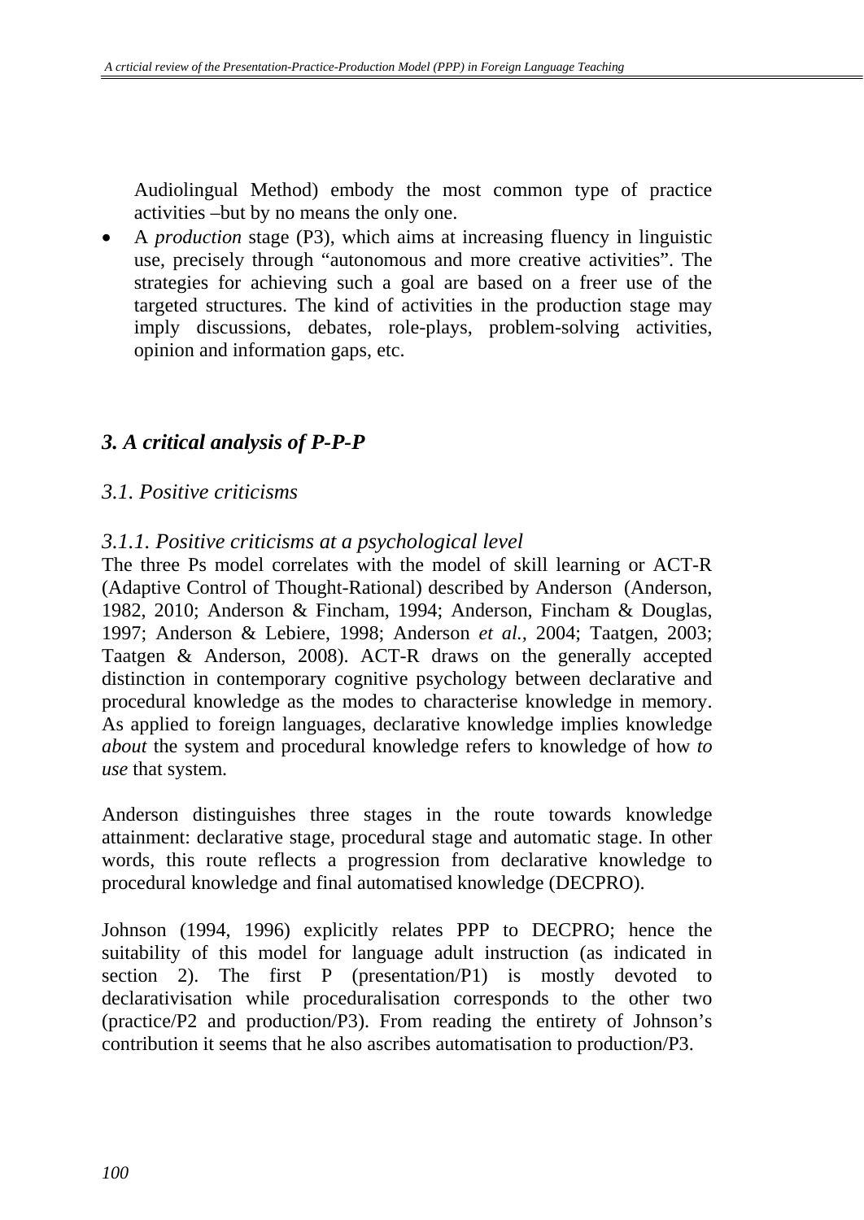Audiolingual Method) embody the most common type of practice activities –but by no means the only one.

- A *production* stage (P3), which aims at increasing fluency in linguistic use, precisely through "autonomous and more creative activities". The strategies for achieving such a goal are based on a freer use of the targeted structures. The kind of activities in the production stage may imply discussions, debates, role-plays, problem-solving activities, opinion and information gaps, etc.

## *3. A critical analysis of P-P-P*

### *3.1. Positive criticisms*

#### *3.1.1. Positive criticisms at a psychological level*

The three Ps model correlates with the model of skill learning or ACT-R (Adaptive Control of Thought-Rational) described by Anderson (Anderson, 1982, 2010; Anderson & Fincham, 1994; Anderson, Fincham & Douglas, 1997; Anderson & Lebiere, 1998; Anderson *et al.,* 2004; Taatgen, 2003; Taatgen & Anderson, 2008). ACT-R draws on the generally accepted distinction in contemporary cognitive psychology between declarative and procedural knowledge as the modes to characterise knowledge in memory. As applied to foreign languages, declarative knowledge implies knowledge *about* the system and procedural knowledge refers to knowledge of how *to use* that system.

Anderson distinguishes three stages in the route towards knowledge attainment: declarative stage, procedural stage and automatic stage. In other words, this route reflects a progression from declarative knowledge to procedural knowledge and final automatised knowledge (DECPRO).

Johnson (1994, 1996) explicitly relates PPP to DECPRO; hence the suitability of this model for language adult instruction (as indicated in section 2). The first P (presentation/P1) is mostly devoted to declarativisation while proceduralisation corresponds to the other two (practice/P2 and production/P3). From reading the entirety of Johnson's contribution it seems that he also ascribes automatisation to production/P3.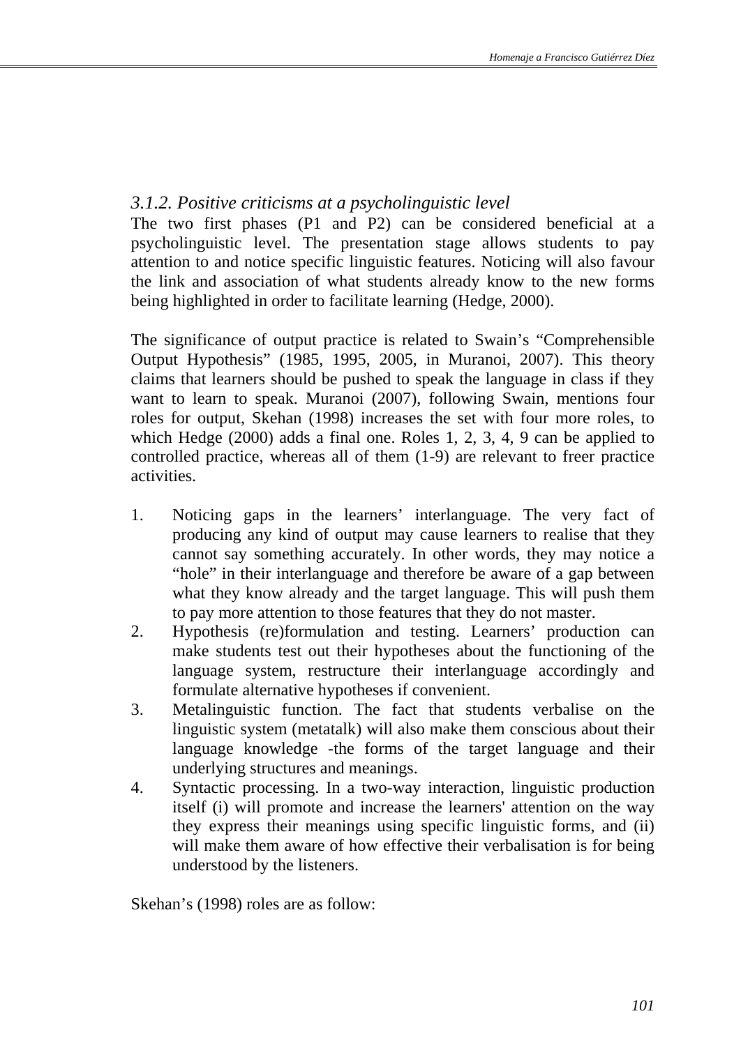### *3.1.2. Positive criticisms at a psycholinguistic level*

The two first phases (P1 and P2) can be considered beneficial at a psycholinguistic level. The presentation stage allows students to pay attention to and notice specific linguistic features. Noticing will also favour the link and association of what students already know to the new forms being highlighted in order to facilitate learning (Hedge, 2000).

The significance of output practice is related to Swain's "Comprehensible Output Hypothesis" (1985, 1995, 2005, in Muranoi, 2007). This theory claims that learners should be pushed to speak the language in class if they want to learn to speak. Muranoi (2007), following Swain, mentions four roles for output, Skehan (1998) increases the set with four more roles, to which Hedge (2000) adds a final one. Roles 1, 2, 3, 4, 9 can be applied to controlled practice, whereas all of them (1-9) are relevant to freer practice activities.

1. Noticing gaps in the learners' interlanguage. The very fact of producing any kind of output may cause learners to realise that they cannot say something accurately. In other words, they may notice a "hole" in their interlanguage and therefore be aware of a gap between what they know already and the target language. This will push them to pay more attention to those features that they do not master.
2. Hypothesis (re)formulation and testing. Learners' production can make students test out their hypotheses about the functioning of the language system, restructure their interlanguage accordingly and formulate alternative hypotheses if convenient.
3. Metalinguistic function. The fact that students verbalise on the linguistic system (metatalk) will also make them conscious about their language knowledge -the forms of the target language and their underlying structures and meanings.
4. Syntactic processing. In a two-way interaction, linguistic production itself (i) will promote and increase the learners' attention on the way they express their meanings using specific linguistic forms, and (ii) will make them aware of how effective their verbalisation is for being understood by the listeners.

Skehan's (1998) roles are as follow: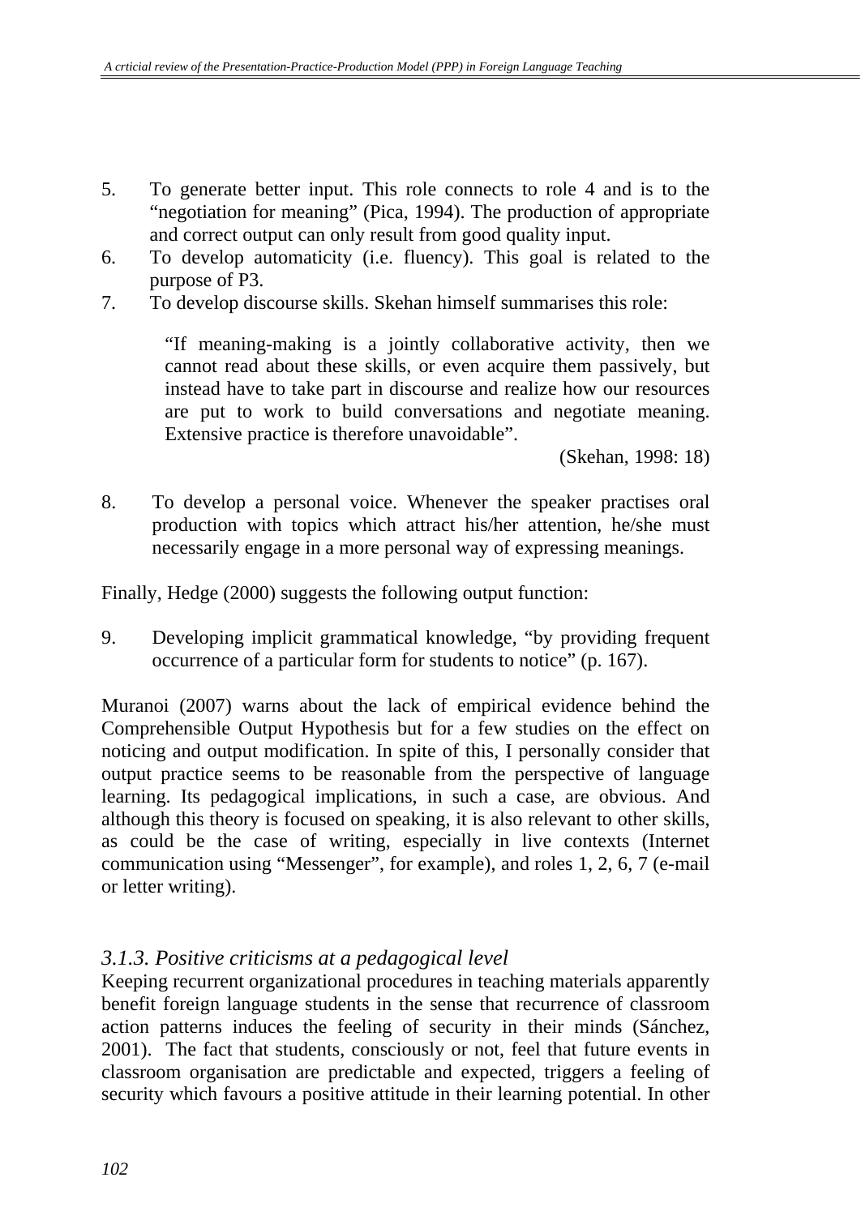5. To generate better input. This role connects to role 4 and is to the "negotiation for meaning" (Pica, 1994). The production of appropriate and correct output can only result from good quality input.
6. To develop automaticity (i.e. fluency). This goal is related to the purpose of P3.
7. To develop discourse skills. Skehan himself summarises this role:

> "If meaning-making is a jointly collaborative activity, then we cannot read about these skills, or even acquire them passively, but instead have to take part in discourse and realize how our resources are put to work to build conversations and negotiate meaning. Extensive practice is therefore unavoidable".
>
> (Skehan, 1998: 18)

8. To develop a personal voice. Whenever the speaker practises oral production with topics which attract his/her attention, he/she must necessarily engage in a more personal way of expressing meanings.

Finally, Hedge (2000) suggests the following output function:

9. Developing implicit grammatical knowledge, "by providing frequent occurrence of a particular form for students to notice" (p. 167).

Muranoi (2007) warns about the lack of empirical evidence behind the Comprehensible Output Hypothesis but for a few studies on the effect on noticing and output modification. In spite of this, I personally consider that output practice seems to be reasonable from the perspective of language learning. Its pedagogical implications, in such a case, are obvious. And although this theory is focused on speaking, it is also relevant to other skills, as could be the case of writing, especially in live contexts (Internet communication using "Messenger", for example), and roles 1, 2, 6, 7 (e-mail or letter writing).

### *3.1.3. Positive criticisms at a pedagogical level*

Keeping recurrent organizational procedures in teaching materials apparently benefit foreign language students in the sense that recurrence of classroom action patterns induces the feeling of security in their minds (Sánchez, 2001). The fact that students, consciously or not, feel that future events in classroom organisation are predictable and expected, triggers a feeling of security which favours a positive attitude in their learning potential. In other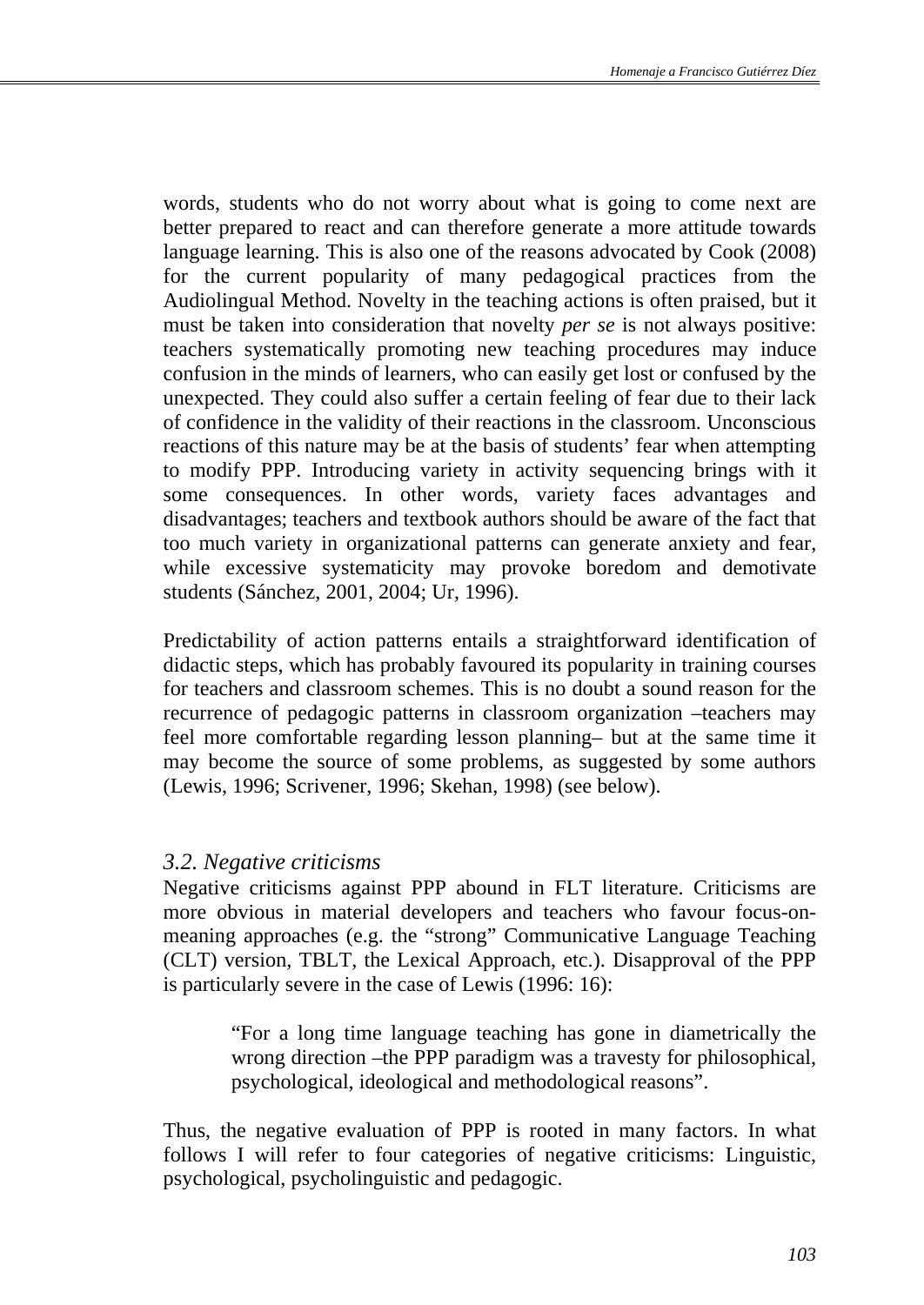words, students who do not worry about what is going to come next are better prepared to react and can therefore generate a more attitude towards language learning. This is also one of the reasons advocated by Cook (2008) for the current popularity of many pedagogical practices from the Audiolingual Method. Novelty in the teaching actions is often praised, but it must be taken into consideration that novelty *per se* is not always positive: teachers systematically promoting new teaching procedures may induce confusion in the minds of learners, who can easily get lost or confused by the unexpected. They could also suffer a certain feeling of fear due to their lack of confidence in the validity of their reactions in the classroom. Unconscious reactions of this nature may be at the basis of students' fear when attempting to modify PPP. Introducing variety in activity sequencing brings with it some consequences. In other words, variety faces advantages and disadvantages; teachers and textbook authors should be aware of the fact that too much variety in organizational patterns can generate anxiety and fear, while excessive systematicity may provoke boredom and demotivate students (Sánchez, 2001, 2004; Ur, 1996).

Predictability of action patterns entails a straightforward identification of didactic steps, which has probably favoured its popularity in training courses for teachers and classroom schemes. This is no doubt a sound reason for the recurrence of pedagogic patterns in classroom organization –teachers may feel more comfortable regarding lesson planning– but at the same time it may become the source of some problems, as suggested by some authors (Lewis, 1996; Scrivener, 1996; Skehan, 1998) (see below).

### *3.2. Negative criticisms*

Negative criticisms against PPP abound in FLT literature. Criticisms are more obvious in material developers and teachers who favour focus-on-meaning approaches (e.g. the "strong" Communicative Language Teaching (CLT) version, TBLT, the Lexical Approach, etc.). Disapproval of the PPP is particularly severe in the case of Lewis (1996: 16):

> "For a long time language teaching has gone in diametrically the wrong direction –the PPP paradigm was a travesty for philosophical, psychological, ideological and methodological reasons".

Thus, the negative evaluation of PPP is rooted in many factors. In what follows I will refer to four categories of negative criticisms: Linguistic, psychological, psycholinguistic and pedagogic.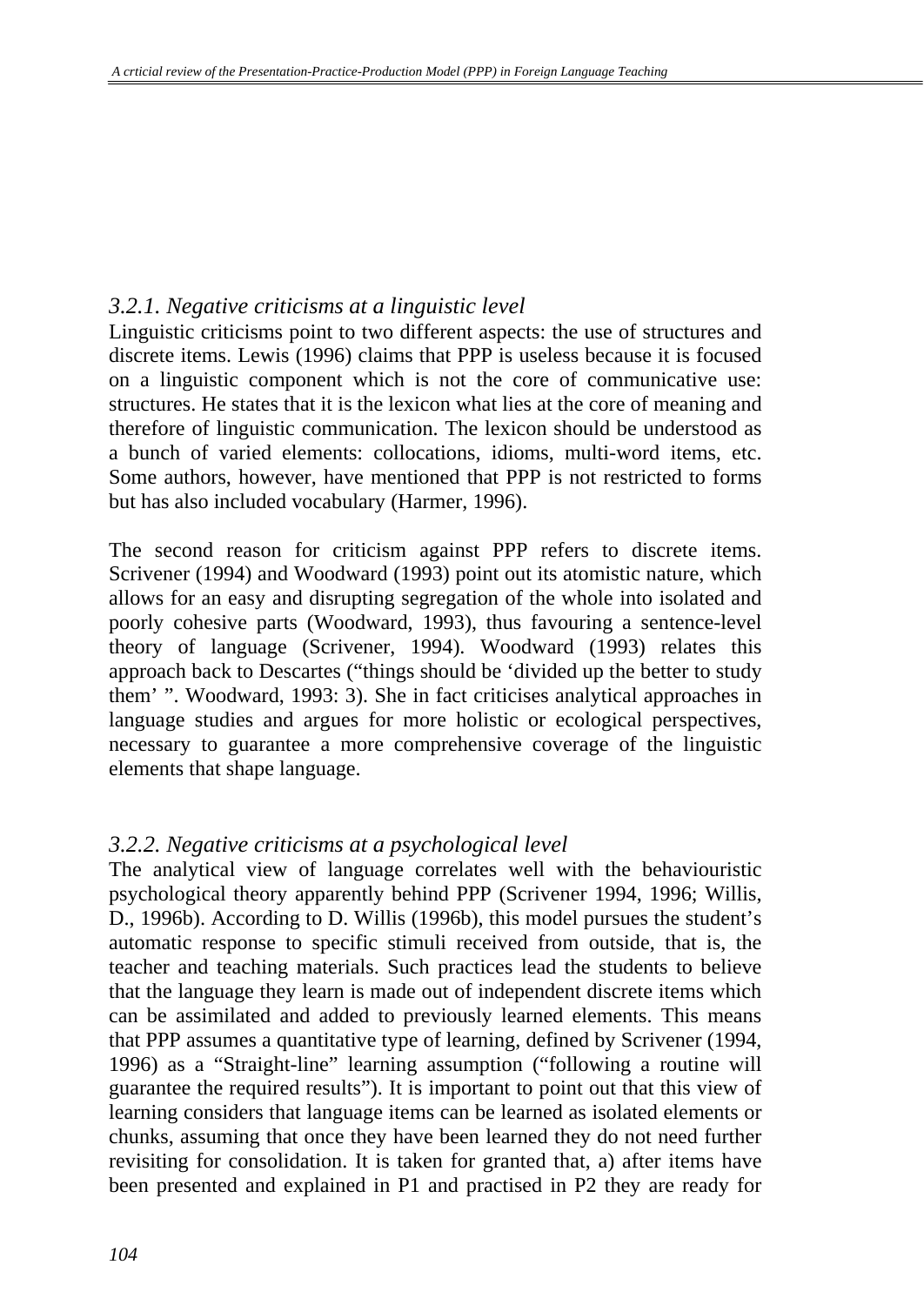### *3.2.1. Negative criticisms at a linguistic level*

Linguistic criticisms point to two different aspects: the use of structures and discrete items. Lewis (1996) claims that PPP is useless because it is focused on a linguistic component which is not the core of communicative use: structures. He states that it is the lexicon what lies at the core of meaning and therefore of linguistic communication. The lexicon should be understood as a bunch of varied elements: collocations, idioms, multi-word items, etc. Some authors, however, have mentioned that PPP is not restricted to forms but has also included vocabulary (Harmer, 1996).

The second reason for criticism against PPP refers to discrete items. Scrivener (1994) and Woodward (1993) point out its atomistic nature, which allows for an easy and disrupting segregation of the whole into isolated and poorly cohesive parts (Woodward, 1993), thus favouring a sentence-level theory of language (Scrivener, 1994). Woodward (1993) relates this approach back to Descartes ("things should be 'divided up the better to study them' ". Woodward, 1993: 3). She in fact criticises analytical approaches in language studies and argues for more holistic or ecological perspectives, necessary to guarantee a more comprehensive coverage of the linguistic elements that shape language.

### *3.2.2. Negative criticisms at a psychological level*

The analytical view of language correlates well with the behaviouristic psychological theory apparently behind PPP (Scrivener 1994, 1996; Willis, D., 1996b). According to D. Willis (1996b), this model pursues the student's automatic response to specific stimuli received from outside, that is, the teacher and teaching materials. Such practices lead the students to believe that the language they learn is made out of independent discrete items which can be assimilated and added to previously learned elements. This means that PPP assumes a quantitative type of learning, defined by Scrivener (1994, 1996) as a "Straight-line" learning assumption ("following a routine will guarantee the required results"). It is important to point out that this view of learning considers that language items can be learned as isolated elements or chunks, assuming that once they have been learned they do not need further revisiting for consolidation. It is taken for granted that, a) after items have been presented and explained in P1 and practised in P2 they are ready for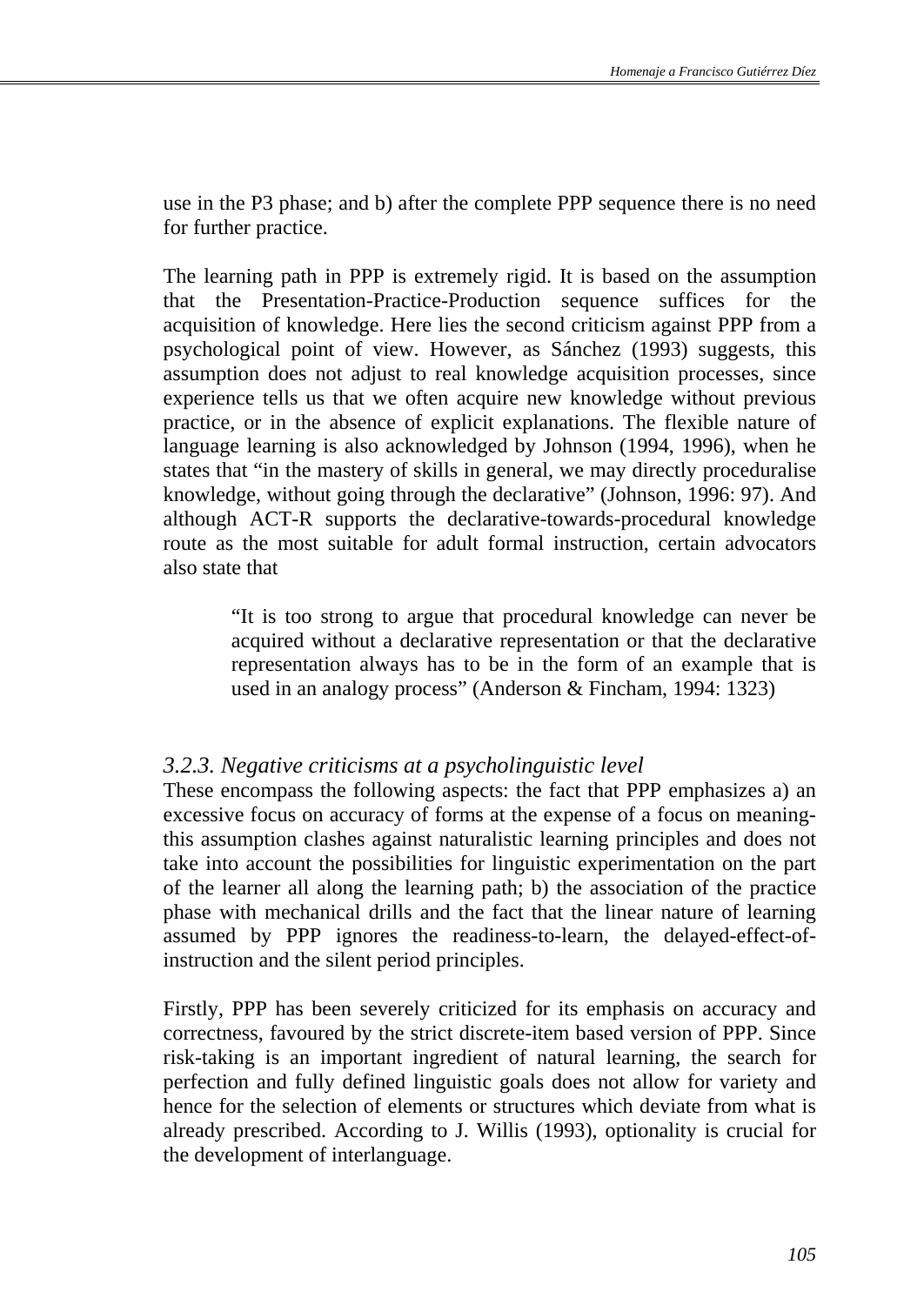use in the P3 phase; and b) after the complete PPP sequence there is no need for further practice.

The learning path in PPP is extremely rigid. It is based on the assumption that the Presentation-Practice-Production sequence suffices for the acquisition of knowledge. Here lies the second criticism against PPP from a psychological point of view. However, as Sánchez (1993) suggests, this assumption does not adjust to real knowledge acquisition processes, since experience tells us that we often acquire new knowledge without previous practice, or in the absence of explicit explanations. The flexible nature of language learning is also acknowledged by Johnson (1994, 1996), when he states that "in the mastery of skills in general, we may directly proceduralise knowledge, without going through the declarative" (Johnson, 1996: 97). And although ACT-R supports the declarative-towards-procedural knowledge route as the most suitable for adult formal instruction, certain advocators also state that

> "It is too strong to argue that procedural knowledge can never be acquired without a declarative representation or that the declarative representation always has to be in the form of an example that is used in an analogy process" (Anderson & Fincham, 1994: 1323)

### *3.2.3. Negative criticisms at a psycholinguistic level*

These encompass the following aspects: the fact that PPP emphasizes a) an excessive focus on accuracy of forms at the expense of a focus on meaning- this assumption clashes against naturalistic learning principles and does not take into account the possibilities for linguistic experimentation on the part of the learner all along the learning path; b) the association of the practice phase with mechanical drills and the fact that the linear nature of learning assumed by PPP ignores the readiness-to-learn, the delayed-effect-of-instruction and the silent period principles.

Firstly, PPP has been severely criticized for its emphasis on accuracy and correctness, favoured by the strict discrete-item based version of PPP. Since risk-taking is an important ingredient of natural learning, the search for perfection and fully defined linguistic goals does not allow for variety and hence for the selection of elements or structures which deviate from what is already prescribed. According to J. Willis (1993), optionality is crucial for the development of interlanguage.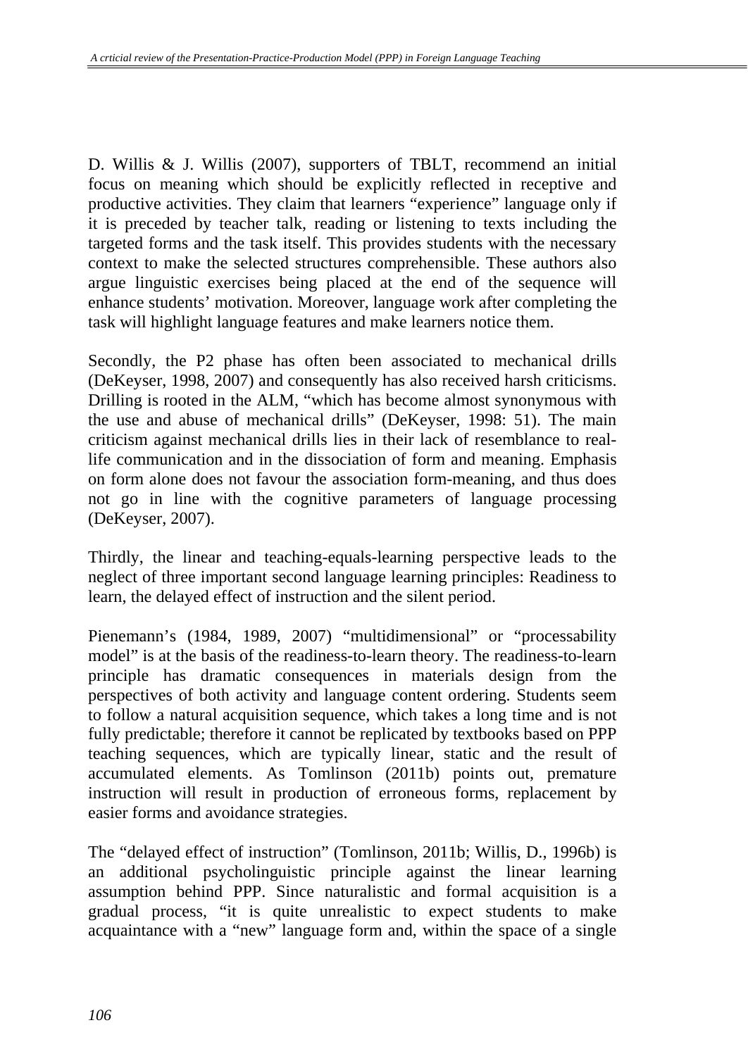D. Willis & J. Willis (2007), supporters of TBLT, recommend an initial focus on meaning which should be explicitly reflected in receptive and productive activities. They claim that learners "experience" language only if it is preceded by teacher talk, reading or listening to texts including the targeted forms and the task itself. This provides students with the necessary context to make the selected structures comprehensible. These authors also argue linguistic exercises being placed at the end of the sequence will enhance students' motivation. Moreover, language work after completing the task will highlight language features and make learners notice them.

Secondly, the P2 phase has often been associated to mechanical drills (DeKeyser, 1998, 2007) and consequently has also received harsh criticisms. Drilling is rooted in the ALM, "which has become almost synonymous with the use and abuse of mechanical drills" (DeKeyser, 1998: 51). The main criticism against mechanical drills lies in their lack of resemblance to real-life communication and in the dissociation of form and meaning. Emphasis on form alone does not favour the association form-meaning, and thus does not go in line with the cognitive parameters of language processing (DeKeyser, 2007).

Thirdly, the linear and teaching-equals-learning perspective leads to the neglect of three important second language learning principles: Readiness to learn, the delayed effect of instruction and the silent period.

Pienemann's (1984, 1989, 2007) "multidimensional" or "processability model" is at the basis of the readiness-to-learn theory. The readiness-to-learn principle has dramatic consequences in materials design from the perspectives of both activity and language content ordering. Students seem to follow a natural acquisition sequence, which takes a long time and is not fully predictable; therefore it cannot be replicated by textbooks based on PPP teaching sequences, which are typically linear, static and the result of accumulated elements. As Tomlinson (2011b) points out, premature instruction will result in production of erroneous forms, replacement by easier forms and avoidance strategies.

The "delayed effect of instruction" (Tomlinson, 2011b; Willis, D., 1996b) is an additional psycholinguistic principle against the linear learning assumption behind PPP. Since naturalistic and formal acquisition is a gradual process, "it is quite unrealistic to expect students to make acquaintance with a "new" language form and, within the space of a single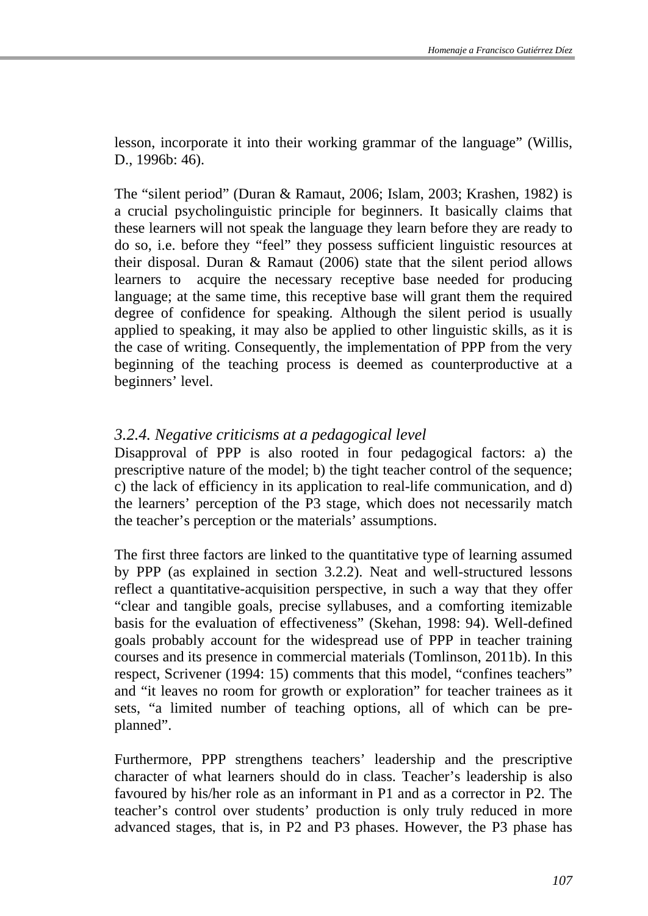lesson, incorporate it into their working grammar of the language" (Willis, D., 1996b: 46).

The "silent period" (Duran & Ramaut, 2006; Islam, 2003; Krashen, 1982) is a crucial psycholinguistic principle for beginners. It basically claims that these learners will not speak the language they learn before they are ready to do so, i.e. before they "feel" they possess sufficient linguistic resources at their disposal. Duran & Ramaut (2006) state that the silent period allows learners to acquire the necessary receptive base needed for producing language; at the same time, this receptive base will grant them the required degree of confidence for speaking. Although the silent period is usually applied to speaking, it may also be applied to other linguistic skills, as it is the case of writing. Consequently, the implementation of PPP from the very beginning of the teaching process is deemed as counterproductive at a beginners' level.

### *3.2.4. Negative criticisms at a pedagogical level*

Disapproval of PPP is also rooted in four pedagogical factors: a) the prescriptive nature of the model; b) the tight teacher control of the sequence; c) the lack of efficiency in its application to real-life communication, and d) the learners' perception of the P3 stage, which does not necessarily match the teacher's perception or the materials' assumptions.

The first three factors are linked to the quantitative type of learning assumed by PPP (as explained in section 3.2.2). Neat and well-structured lessons reflect a quantitative-acquisition perspective, in such a way that they offer "clear and tangible goals, precise syllabuses, and a comforting itemizable basis for the evaluation of effectiveness" (Skehan, 1998: 94). Well-defined goals probably account for the widespread use of PPP in teacher training courses and its presence in commercial materials (Tomlinson, 2011b). In this respect, Scrivener (1994: 15) comments that this model, "confines teachers" and "it leaves no room for growth or exploration" for teacher trainees as it sets, "a limited number of teaching options, all of which can be pre-planned".

Furthermore, PPP strengthens teachers' leadership and the prescriptive character of what learners should do in class. Teacher's leadership is also favoured by his/her role as an informant in P1 and as a corrector in P2. The teacher's control over students' production is only truly reduced in more advanced stages, that is, in P2 and P3 phases. However, the P3 phase has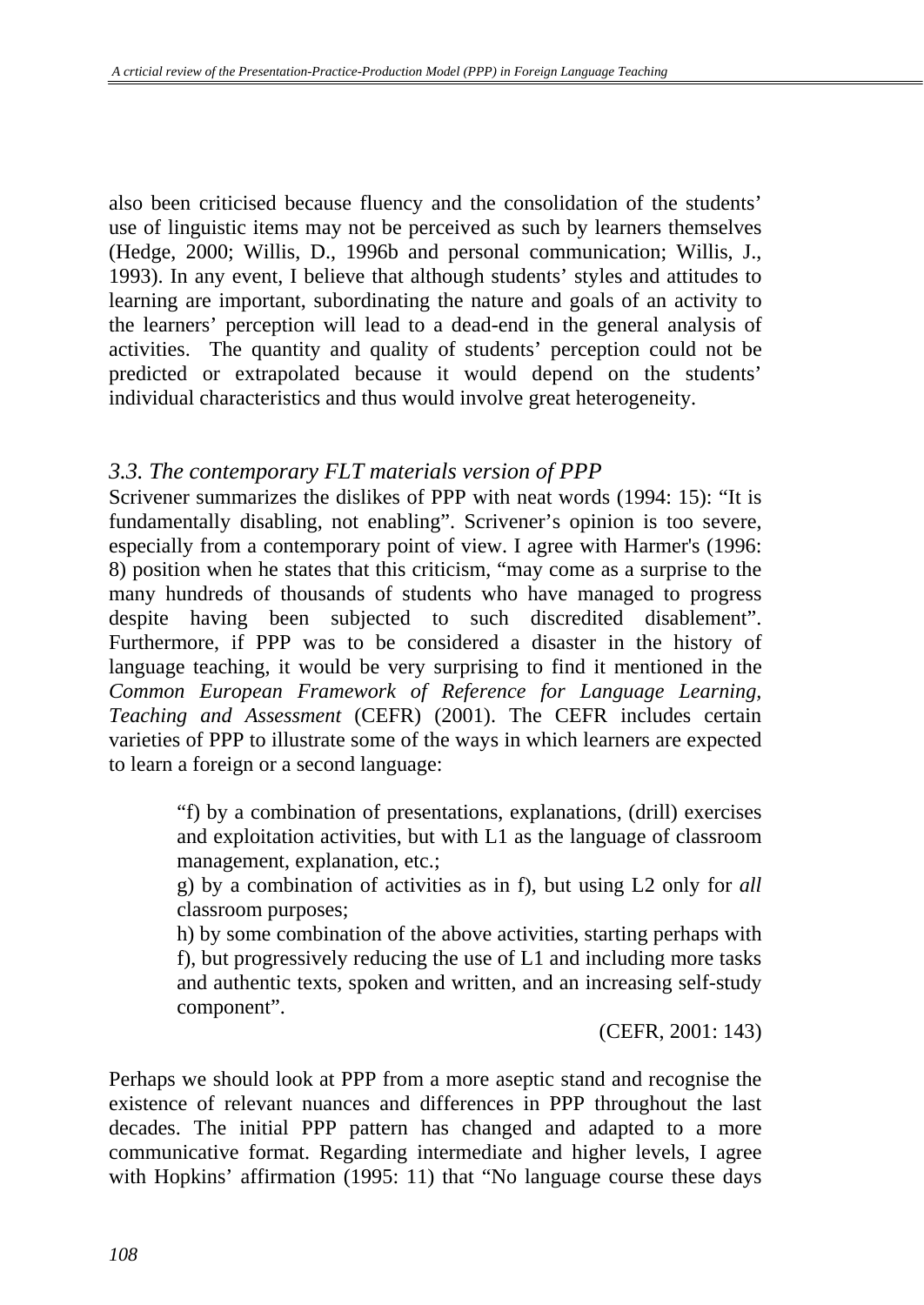also been criticised because fluency and the consolidation of the students' use of linguistic items may not be perceived as such by learners themselves (Hedge, 2000; Willis, D., 1996b and personal communication; Willis, J., 1993). In any event, I believe that although students' styles and attitudes to learning are important, subordinating the nature and goals of an activity to the learners' perception will lead to a dead-end in the general analysis of activities. The quantity and quality of students' perception could not be predicted or extrapolated because it would depend on the students' individual characteristics and thus would involve great heterogeneity.

### *3.3. The contemporary FLT materials version of PPP*

Scrivener summarizes the dislikes of PPP with neat words (1994: 15): "It is fundamentally disabling, not enabling". Scrivener's opinion is too severe, especially from a contemporary point of view. I agree with Harmer's (1996: 8) position when he states that this criticism, "may come as a surprise to the many hundreds of thousands of students who have managed to progress despite having been subjected to such discredited disablement". Furthermore, if PPP was to be considered a disaster in the history of language teaching, it would be very surprising to find it mentioned in the *Common European Framework of Reference for Language Learning, Teaching and Assessment* (CEFR) (2001). The CEFR includes certain varieties of PPP to illustrate some of the ways in which learners are expected to learn a foreign or a second language:

> "f) by a combination of presentations, explanations, (drill) exercises and exploitation activities, but with L1 as the language of classroom management, explanation, etc.;
>
> g) by a combination of activities as in f), but using L2 only for *all* classroom purposes;
>
> h) by some combination of the above activities, starting perhaps with f), but progressively reducing the use of L1 and including more tasks and authentic texts, spoken and written, and an increasing self-study component".
>
> (CEFR, 2001: 143)

Perhaps we should look at PPP from a more aseptic stand and recognise the existence of relevant nuances and differences in PPP throughout the last decades. The initial PPP pattern has changed and adapted to a more communicative format. Regarding intermediate and higher levels, I agree with Hopkins' affirmation (1995: 11) that "No language course these days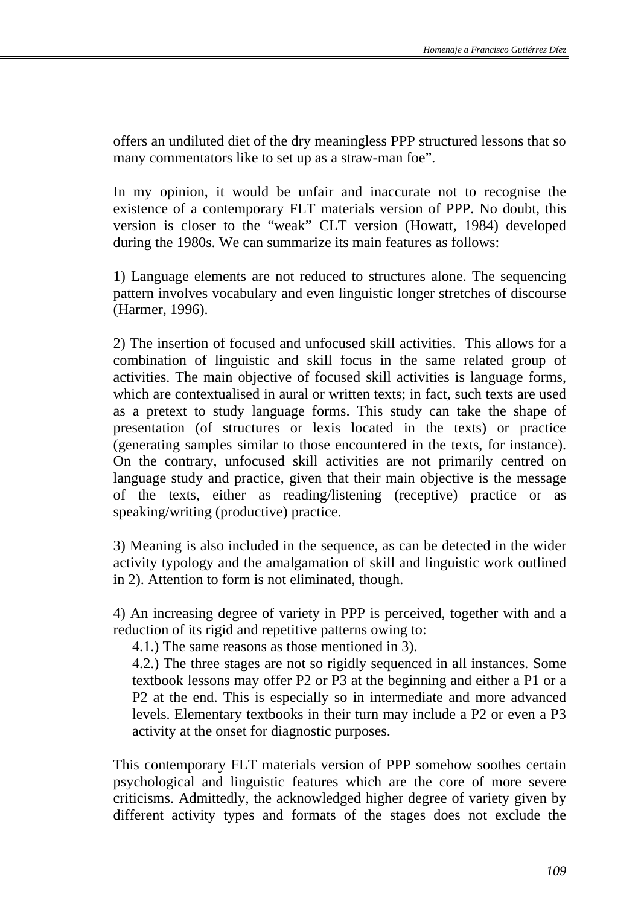offers an undiluted diet of the dry meaningless PPP structured lessons that so many commentators like to set up as a straw-man foe".

In my opinion, it would be unfair and inaccurate not to recognise the existence of a contemporary FLT materials version of PPP. No doubt, this version is closer to the "weak" CLT version (Howatt, 1984) developed during the 1980s. We can summarize its main features as follows:

1) Language elements are not reduced to structures alone. The sequencing pattern involves vocabulary and even linguistic longer stretches of discourse (Harmer, 1996).

2) The insertion of focused and unfocused skill activities. This allows for a combination of linguistic and skill focus in the same related group of activities. The main objective of focused skill activities is language forms, which are contextualised in aural or written texts; in fact, such texts are used as a pretext to study language forms. This study can take the shape of presentation (of structures or lexis located in the texts) or practice (generating samples similar to those encountered in the texts, for instance). On the contrary, unfocused skill activities are not primarily centred on language study and practice, given that their main objective is the message of the texts, either as reading/listening (receptive) practice or as speaking/writing (productive) practice.

3) Meaning is also included in the sequence, as can be detected in the wider activity typology and the amalgamation of skill and linguistic work outlined in 2). Attention to form is not eliminated, though.

4) An increasing degree of variety in PPP is perceived, together with and a reduction of its rigid and repetitive patterns owing to:

4.1.) The same reasons as those mentioned in 3).

4.2.) The three stages are not so rigidly sequenced in all instances. Some textbook lessons may offer P2 or P3 at the beginning and either a P1 or a P2 at the end. This is especially so in intermediate and more advanced levels. Elementary textbooks in their turn may include a P2 or even a P3 activity at the onset for diagnostic purposes.

This contemporary FLT materials version of PPP somehow soothes certain psychological and linguistic features which are the core of more severe criticisms. Admittedly, the acknowledged higher degree of variety given by different activity types and formats of the stages does not exclude the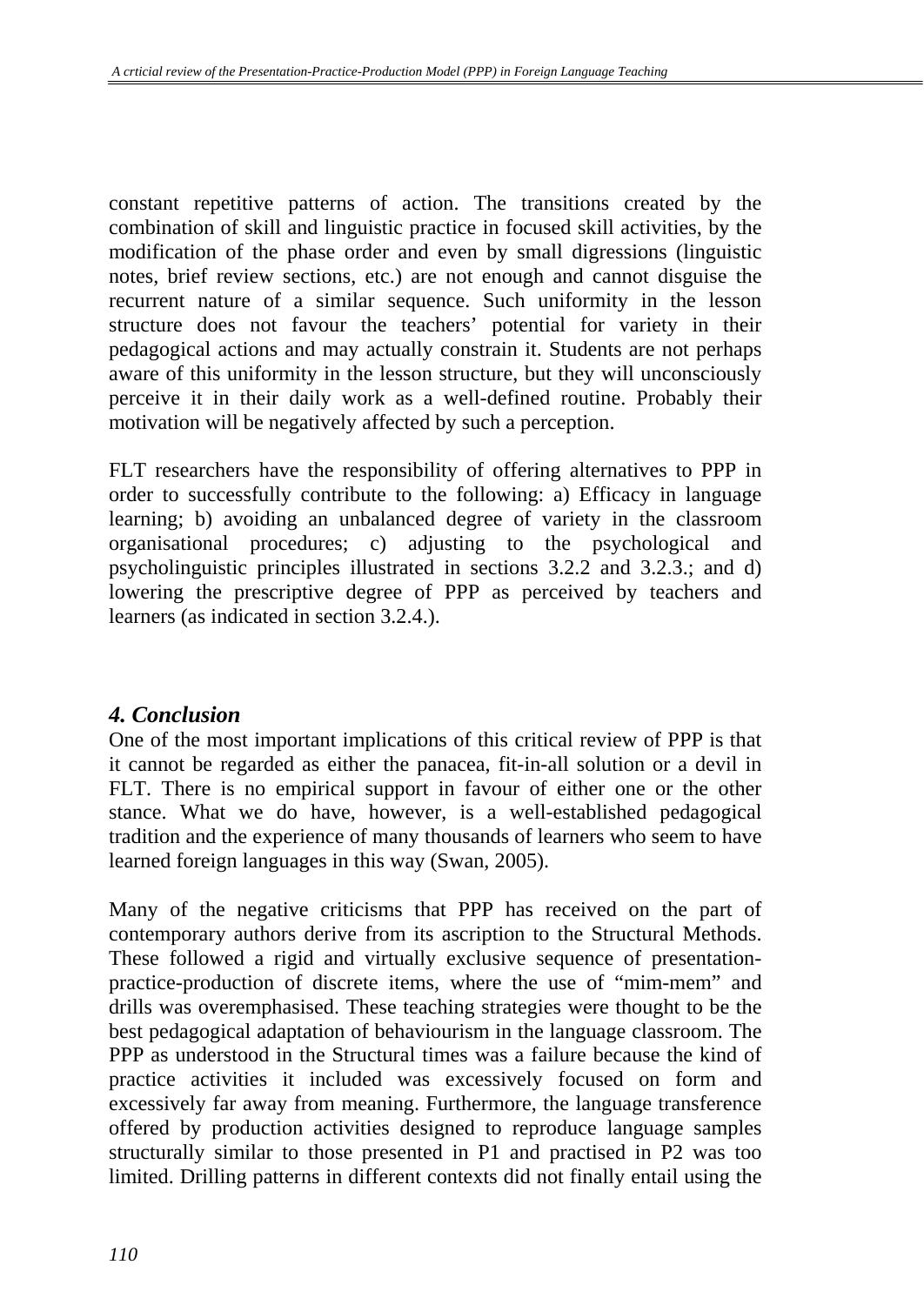constant repetitive patterns of action. The transitions created by the combination of skill and linguistic practice in focused skill activities, by the modification of the phase order and even by small digressions (linguistic notes, brief review sections, etc.) are not enough and cannot disguise the recurrent nature of a similar sequence. Such uniformity in the lesson structure does not favour the teachers' potential for variety in their pedagogical actions and may actually constrain it. Students are not perhaps aware of this uniformity in the lesson structure, but they will unconsciously perceive it in their daily work as a well-defined routine. Probably their motivation will be negatively affected by such a perception.

FLT researchers have the responsibility of offering alternatives to PPP in order to successfully contribute to the following: a) Efficacy in language learning; b) avoiding an unbalanced degree of variety in the classroom organisational procedures; c) adjusting to the psychological and psycholinguistic principles illustrated in sections 3.2.2 and 3.2.3.; and d) lowering the prescriptive degree of PPP as perceived by teachers and learners (as indicated in section 3.2.4.).

## *4. Conclusion*

One of the most important implications of this critical review of PPP is that it cannot be regarded as either the panacea, fit-in-all solution or a devil in FLT. There is no empirical support in favour of either one or the other stance. What we do have, however, is a well-established pedagogical tradition and the experience of many thousands of learners who seem to have learned foreign languages in this way (Swan, 2005).

Many of the negative criticisms that PPP has received on the part of contemporary authors derive from its ascription to the Structural Methods. These followed a rigid and virtually exclusive sequence of presentation-practice-production of discrete items, where the use of "mim-mem" and drills was overemphasised. These teaching strategies were thought to be the best pedagogical adaptation of behaviourism in the language classroom. The PPP as understood in the Structural times was a failure because the kind of practice activities it included was excessively focused on form and excessively far away from meaning. Furthermore, the language transference offered by production activities designed to reproduce language samples structurally similar to those presented in P1 and practised in P2 was too limited. Drilling patterns in different contexts did not finally entail using the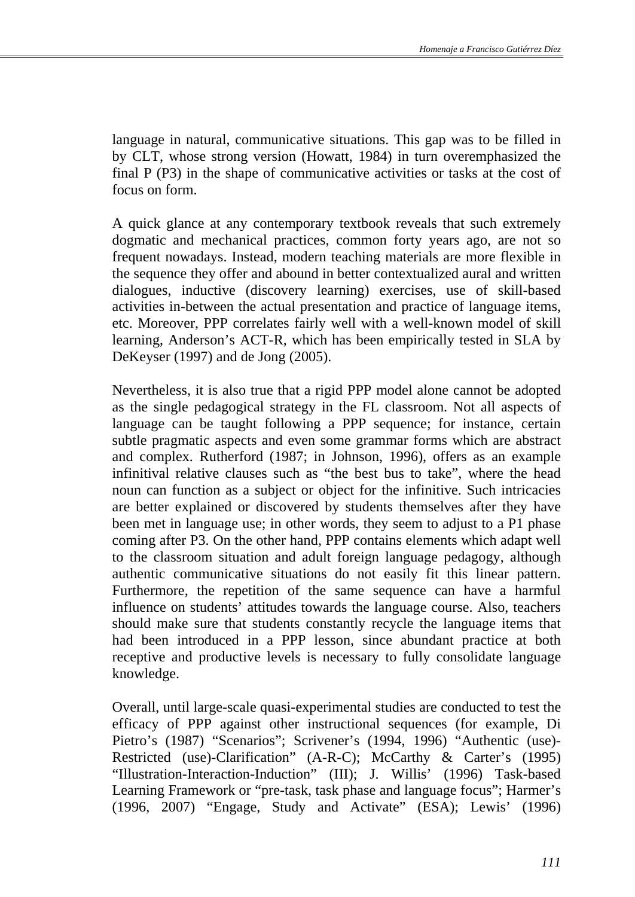language in natural, communicative situations. This gap was to be filled in by CLT, whose strong version (Howatt, 1984) in turn overemphasized the final P (P3) in the shape of communicative activities or tasks at the cost of focus on form.

A quick glance at any contemporary textbook reveals that such extremely dogmatic and mechanical practices, common forty years ago, are not so frequent nowadays. Instead, modern teaching materials are more flexible in the sequence they offer and abound in better contextualized aural and written dialogues, inductive (discovery learning) exercises, use of skill-based activities in-between the actual presentation and practice of language items, etc. Moreover, PPP correlates fairly well with a well-known model of skill learning, Anderson's ACT-R, which has been empirically tested in SLA by DeKeyser (1997) and de Jong (2005).

Nevertheless, it is also true that a rigid PPP model alone cannot be adopted as the single pedagogical strategy in the FL classroom. Not all aspects of language can be taught following a PPP sequence; for instance, certain subtle pragmatic aspects and even some grammar forms which are abstract and complex. Rutherford (1987; in Johnson, 1996), offers as an example infinitival relative clauses such as "the best bus to take", where the head noun can function as a subject or object for the infinitive. Such intricacies are better explained or discovered by students themselves after they have been met in language use; in other words, they seem to adjust to a P1 phase coming after P3. On the other hand, PPP contains elements which adapt well to the classroom situation and adult foreign language pedagogy, although authentic communicative situations do not easily fit this linear pattern. Furthermore, the repetition of the same sequence can have a harmful influence on students' attitudes towards the language course. Also, teachers should make sure that students constantly recycle the language items that had been introduced in a PPP lesson, since abundant practice at both receptive and productive levels is necessary to fully consolidate language knowledge.

Overall, until large-scale quasi-experimental studies are conducted to test the efficacy of PPP against other instructional sequences (for example, Di Pietro's (1987) "Scenarios"; Scrivener's (1994, 1996) "Authentic (use)-Restricted (use)-Clarification" (A-R-C); McCarthy & Carter's (1995) "Illustration-Interaction-Induction" (III); J. Willis' (1996) Task-based Learning Framework or "pre-task, task phase and language focus"; Harmer's (1996, 2007) "Engage, Study and Activate" (ESA); Lewis' (1996)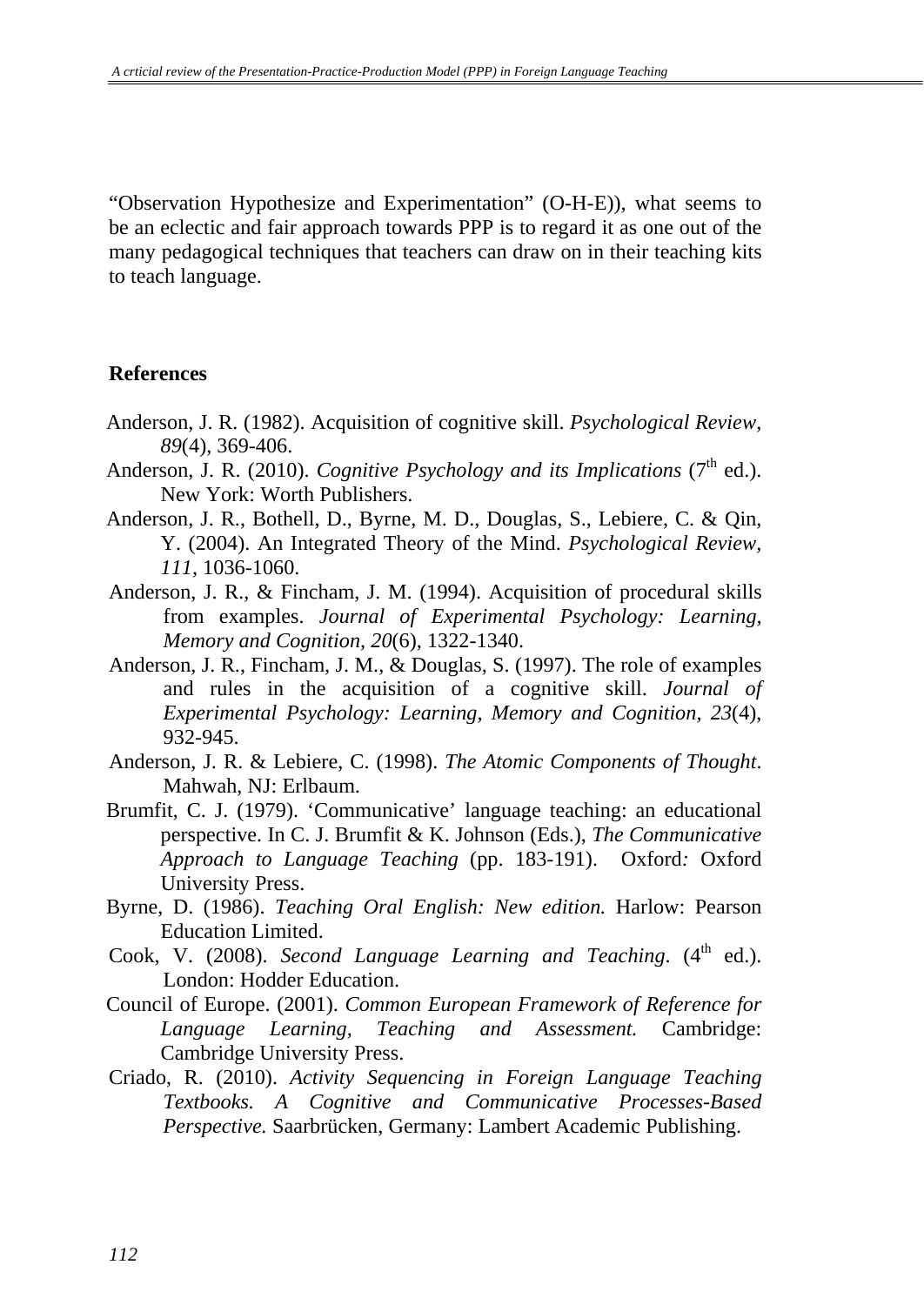"Observation Hypothesize and Experimentation" (O-H-E)), what seems to be an eclectic and fair approach towards PPP is to regard it as one out of the many pedagogical techniques that teachers can draw on in their teaching kits to teach language.

## References

Anderson, J. R. (1982). Acquisition of cognitive skill. *Psychological Review*, *89*(4), 369-406.

Anderson, J. R. (2010). *Cognitive Psychology and its Implications* (7th ed.). New York: Worth Publishers.

Anderson, J. R., Bothell, D., Byrne, M. D., Douglas, S., Lebiere, C. & Qin, Y. (2004). An Integrated Theory of the Mind. *Psychological Review*, *111*, 1036-1060.

Anderson, J. R., & Fincham, J. M. (1994). Acquisition of procedural skills from examples. *Journal of Experimental Psychology: Learning, Memory and Cognition*, *20*(6), 1322-1340.

Anderson, J. R., Fincham, J. M., & Douglas, S. (1997). The role of examples and rules in the acquisition of a cognitive skill. *Journal of Experimental Psychology: Learning, Memory and Cognition*, *23*(4), 932-945.

Anderson, J. R. & Lebiere, C. (1998). *The Atomic Components of Thought*. Mahwah, NJ: Erlbaum.

Brumfit, C. J. (1979). 'Communicative' language teaching: an educational perspective. In C. J. Brumfit & K. Johnson (Eds.), *The Communicative Approach to Language Teaching* (pp. 183-191). Oxford: Oxford University Press.

Byrne, D. (1986). *Teaching Oral English: New edition.* Harlow: Pearson Education Limited.

Cook, V. (2008). *Second Language Learning and Teaching*. (4th ed.). London: Hodder Education.

Council of Europe. (2001). *Common European Framework of Reference for Language Learning, Teaching and Assessment.* Cambridge: Cambridge University Press.

Criado, R. (2010). *Activity Sequencing in Foreign Language Teaching Textbooks. A Cognitive and Communicative Processes-Based Perspective.* Saarbrücken, Germany: Lambert Academic Publishing.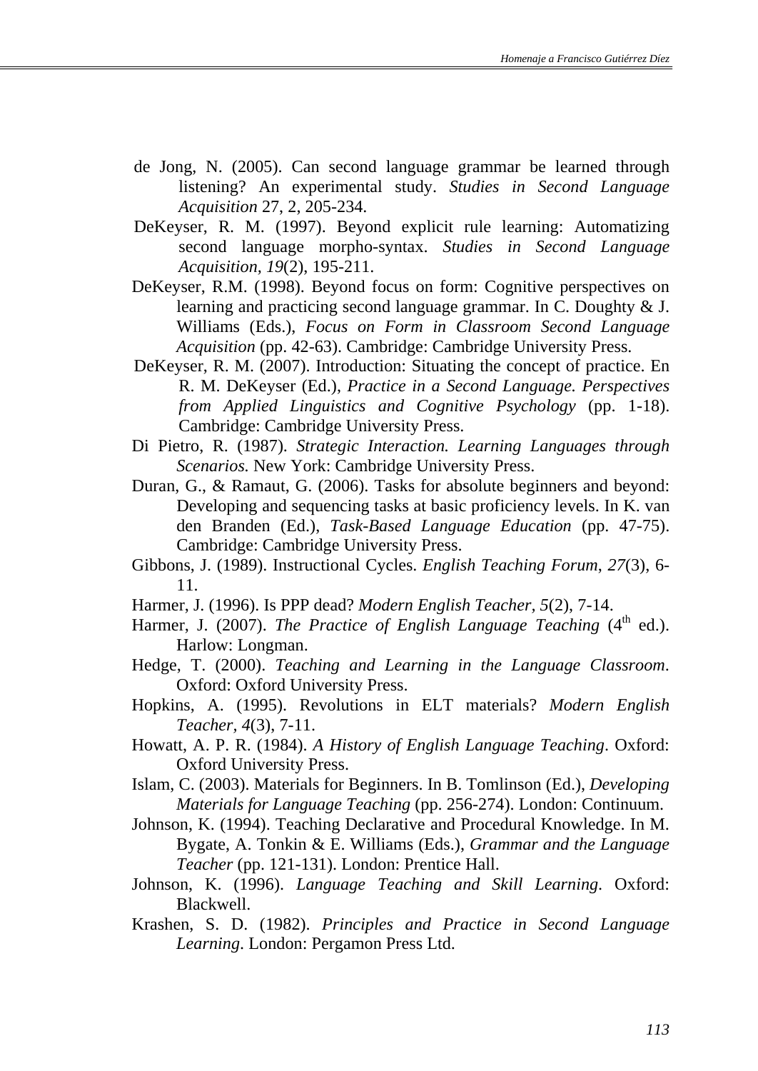de Jong, N. (2005). Can second language grammar be learned through listening? An experimental study. *Studies in Second Language Acquisition* 27, 2, 205-234.

DeKeyser, R. M. (1997). Beyond explicit rule learning: Automatizing second language morpho-syntax. *Studies in Second Language Acquisition, 19*(2), 195-211.

DeKeyser, R.M. (1998). Beyond focus on form: Cognitive perspectives on learning and practicing second language grammar. In C. Doughty & J. Williams (Eds.), *Focus on Form in Classroom Second Language Acquisition* (pp. 42-63). Cambridge: Cambridge University Press.

DeKeyser, R. M. (2007). Introduction: Situating the concept of practice. En R. M. DeKeyser (Ed.), *Practice in a Second Language. Perspectives from Applied Linguistics and Cognitive Psychology* (pp. 1-18). Cambridge: Cambridge University Press.

Di Pietro, R. (1987). *Strategic Interaction. Learning Languages through Scenarios.* New York: Cambridge University Press.

Duran, G., & Ramaut, G. (2006). Tasks for absolute beginners and beyond: Developing and sequencing tasks at basic proficiency levels. In K. van den Branden (Ed.), *Task-Based Language Education* (pp. 47-75). Cambridge: Cambridge University Press.

Gibbons, J. (1989). Instructional Cycles. *English Teaching Forum, 27*(3), 6-11.

Harmer, J. (1996). Is PPP dead? *Modern English Teacher, 5*(2), 7-14.

Harmer, J. (2007). *The Practice of English Language Teaching* (4th ed.). Harlow: Longman.

Hedge, T. (2000). *Teaching and Learning in the Language Classroom*. Oxford: Oxford University Press.

Hopkins, A. (1995). Revolutions in ELT materials? *Modern English Teacher, 4*(3), 7-11.

Howatt, A. P. R. (1984). *A History of English Language Teaching*. Oxford: Oxford University Press.

Islam, C. (2003). Materials for Beginners. In B. Tomlinson (Ed.), *Developing Materials for Language Teaching* (pp. 256-274). London: Continuum.

Johnson, K. (1994). Teaching Declarative and Procedural Knowledge. In M. Bygate, A. Tonkin & E. Williams (Eds.), *Grammar and the Language Teacher* (pp. 121-131). London: Prentice Hall.

Johnson, K. (1996). *Language Teaching and Skill Learning*. Oxford: Blackwell.

Krashen, S. D. (1982). *Principles and Practice in Second Language Learning*. London: Pergamon Press Ltd.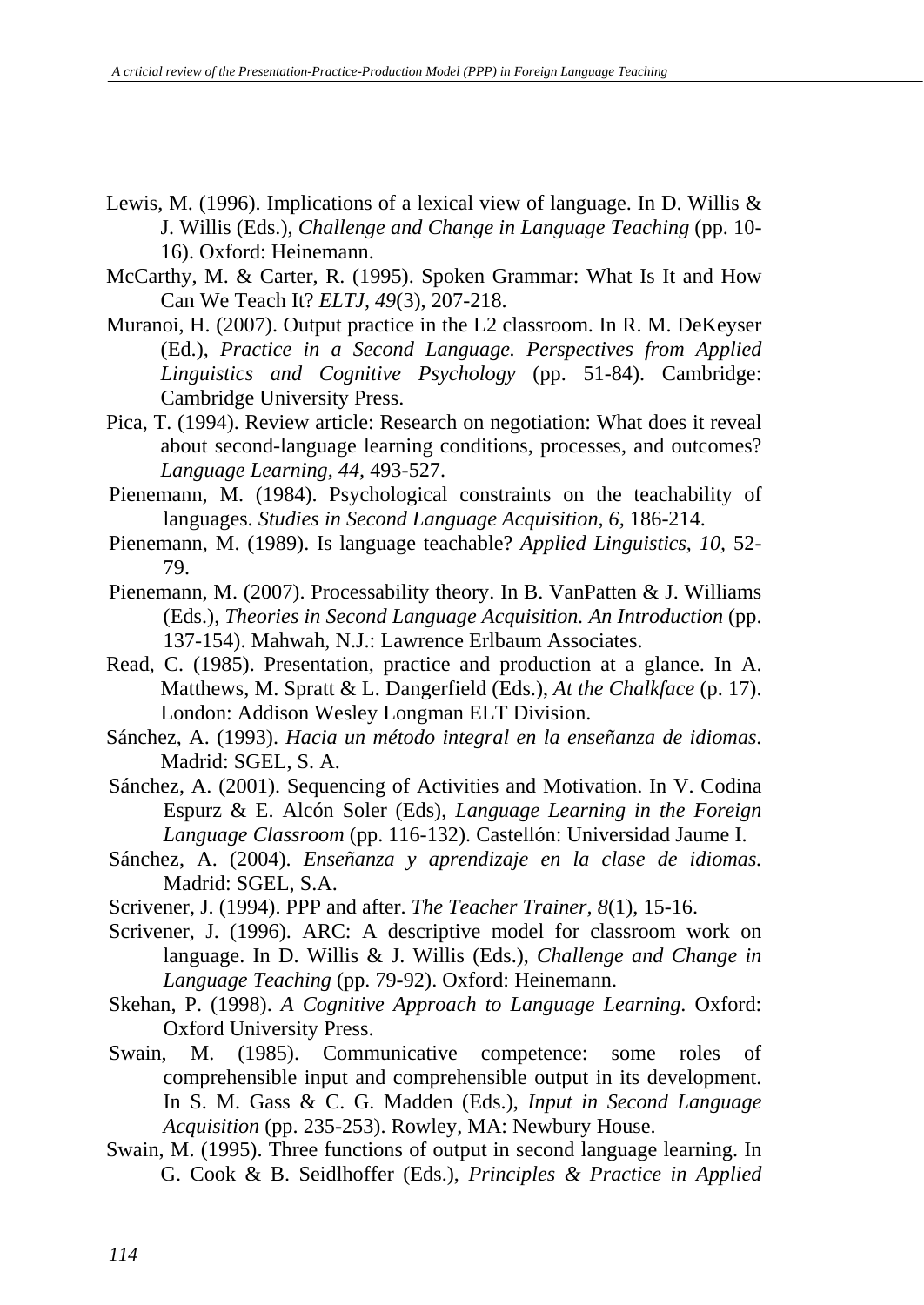Lewis, M. (1996). Implications of a lexical view of language. In D. Willis & J. Willis (Eds.), *Challenge and Change in Language Teaching* (pp. 10-16). Oxford: Heinemann.

McCarthy, M. & Carter, R. (1995). Spoken Grammar: What Is It and How Can We Teach It? *ELTJ*, *49*(3), 207-218.

Muranoi, H. (2007). Output practice in the L2 classroom. In R. M. DeKeyser (Ed.), *Practice in a Second Language. Perspectives from Applied Linguistics and Cognitive Psychology* (pp. 51-84). Cambridge: Cambridge University Press.

Pica, T. (1994). Review article: Research on negotiation: What does it reveal about second-language learning conditions, processes, and outcomes? *Language Learning*, *44*, 493-527.

Pienemann, M. (1984). Psychological constraints on the teachability of languages. *Studies in Second Language Acquisition*, *6*, 186-214.

Pienemann, M. (1989). Is language teachable? *Applied Linguistics*, *10*, 52-79.

Pienemann, M. (2007). Processability theory. In B. VanPatten & J. Williams (Eds.), *Theories in Second Language Acquisition. An Introduction* (pp. 137-154). Mahwah, N.J.: Lawrence Erlbaum Associates.

Read, C. (1985). Presentation, practice and production at a glance. In A. Matthews, M. Spratt & L. Dangerfield (Eds.), *At the Chalkface* (p. 17). London: Addison Wesley Longman ELT Division.

Sánchez, A. (1993). *Hacia un método integral en la enseñanza de idiomas*. Madrid: SGEL, S. A.

Sánchez, A. (2001). Sequencing of Activities and Motivation. In V. Codina Espurz & E. Alcón Soler (Eds), *Language Learning in the Foreign Language Classroom* (pp. 116-132). Castellón: Universidad Jaume I.

Sánchez, A. (2004). *Enseñanza y aprendizaje en la clase de idiomas.* Madrid: SGEL, S.A.

Scrivener, J. (1994). PPP and after. *The Teacher Trainer*, *8*(1), 15-16.

Scrivener, J. (1996). ARC: A descriptive model for classroom work on language. In D. Willis & J. Willis (Eds.), *Challenge and Change in Language Teaching* (pp. 79-92). Oxford: Heinemann.

Skehan, P. (1998). *A Cognitive Approach to Language Learning*. Oxford: Oxford University Press.

Swain, M. (1985). Communicative competence: some roles of comprehensible input and comprehensible output in its development. In S. M. Gass & C. G. Madden (Eds.), *Input in Second Language Acquisition* (pp. 235-253). Rowley, MA: Newbury House.

Swain, M. (1995). Three functions of output in second language learning. In G. Cook & B. Seidlhoffer (Eds.), *Principles & Practice in Applied*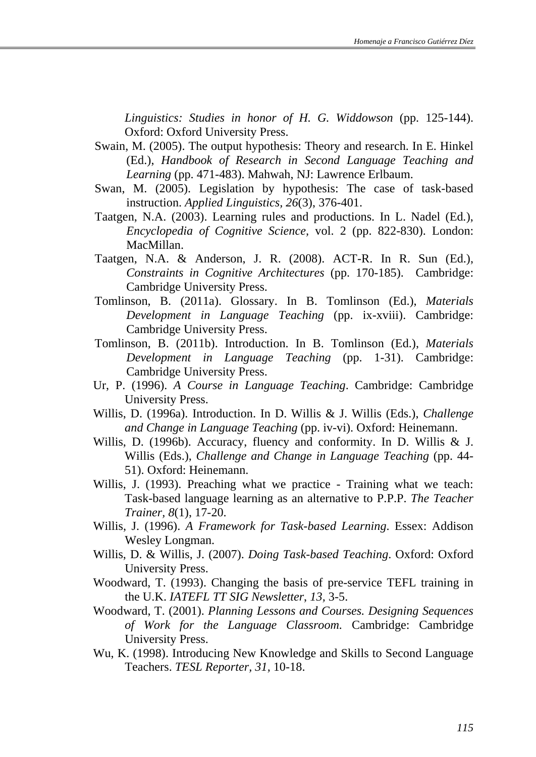*Linguistics: Studies in honor of H. G. Widdowson* (pp. 125-144). Oxford: Oxford University Press.

Swain, M. (2005). The output hypothesis: Theory and research. In E. Hinkel (Ed.), *Handbook of Research in Second Language Teaching and Learning* (pp. 471-483). Mahwah, NJ: Lawrence Erlbaum.

Swan, M. (2005). Legislation by hypothesis: The case of task-based instruction. *Applied Linguistics, 26*(3), 376-401.

Taatgen, N.A. (2003). Learning rules and productions. In L. Nadel (Ed.), *Encyclopedia of Cognitive Science*, vol. 2 (pp. 822-830). London: MacMillan.

Taatgen, N.A. & Anderson, J. R. (2008). ACT-R. In R. Sun (Ed.), *Constraints in Cognitive Architectures* (pp. 170-185). Cambridge: Cambridge University Press.

Tomlinson, B. (2011a). Glossary. In B. Tomlinson (Ed.), *Materials Development in Language Teaching* (pp. ix-xviii). Cambridge: Cambridge University Press.

Tomlinson, B. (2011b). Introduction. In B. Tomlinson (Ed.), *Materials Development in Language Teaching* (pp. 1-31). Cambridge: Cambridge University Press.

Ur, P. (1996). *A Course in Language Teaching*. Cambridge: Cambridge University Press.

Willis, D. (1996a). Introduction. In D. Willis & J. Willis (Eds.), *Challenge and Change in Language Teaching* (pp. iv-vi). Oxford: Heinemann.

Willis, D. (1996b). Accuracy, fluency and conformity. In D. Willis & J. Willis (Eds.), *Challenge and Change in Language Teaching* (pp. 44-51). Oxford: Heinemann.

Willis, J. (1993). Preaching what we practice - Training what we teach: Task-based language learning as an alternative to P.P.P. *The Teacher Trainer, 8*(1), 17-20.

Willis, J. (1996). *A Framework for Task-based Learning*. Essex: Addison Wesley Longman.

Willis, D. & Willis, J. (2007). *Doing Task-based Teaching*. Oxford: Oxford University Press.

Woodward, T. (1993). Changing the basis of pre-service TEFL training in the U.K. *IATEFL TT SIG Newsletter, 13*, 3-5.

Woodward, T. (2001). *Planning Lessons and Courses. Designing Sequences of Work for the Language Classroom*. Cambridge: Cambridge University Press.

Wu, K. (1998). Introducing New Knowledge and Skills to Second Language Teachers. *TESL Reporter, 31*, 10-18.